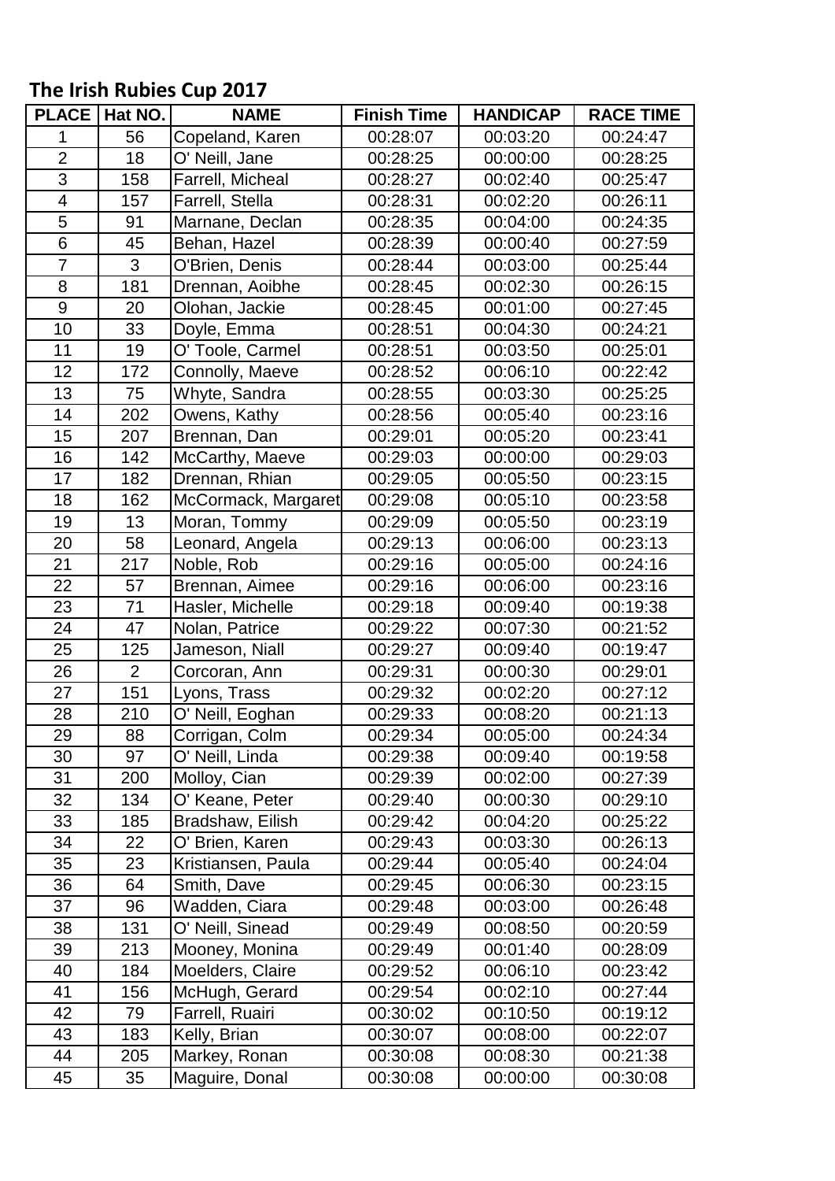# The Irish Rubies Cup 2017

| PLACE | Hat NO. | NAME | Finish Time | HANDICAP | RACE TIME |
|---|---|---|---|---|---|
| 1 | 56 | Copeland, Karen | 00:28:07 | 00:03:20 | 00:24:47 |
| 2 | 18 | O' Neill, Jane | 00:28:25 | 00:00:00 | 00:28:25 |
| 3 | 158 | Farrell, Micheal | 00:28:27 | 00:02:40 | 00:25:47 |
| 4 | 157 | Farrell, Stella | 00:28:31 | 00:02:20 | 00:26:11 |
| 5 | 91 | Marnane, Declan | 00:28:35 | 00:04:00 | 00:24:35 |
| 6 | 45 | Behan, Hazel | 00:28:39 | 00:00:40 | 00:27:59 |
| 7 | 3 | O'Brien, Denis | 00:28:44 | 00:03:00 | 00:25:44 |
| 8 | 181 | Drennan, Aoibhe | 00:28:45 | 00:02:30 | 00:26:15 |
| 9 | 20 | Olohan, Jackie | 00:28:45 | 00:01:00 | 00:27:45 |
| 10 | 33 | Doyle, Emma | 00:28:51 | 00:04:30 | 00:24:21 |
| 11 | 19 | O' Toole, Carmel | 00:28:51 | 00:03:50 | 00:25:01 |
| 12 | 172 | Connolly, Maeve | 00:28:52 | 00:06:10 | 00:22:42 |
| 13 | 75 | Whyte, Sandra | 00:28:55 | 00:03:30 | 00:25:25 |
| 14 | 202 | Owens, Kathy | 00:28:56 | 00:05:40 | 00:23:16 |
| 15 | 207 | Brennan, Dan | 00:29:01 | 00:05:20 | 00:23:41 |
| 16 | 142 | McCarthy, Maeve | 00:29:03 | 00:00:00 | 00:29:03 |
| 17 | 182 | Drennan, Rhian | 00:29:05 | 00:05:50 | 00:23:15 |
| 18 | 162 | McCormack, Margaret | 00:29:08 | 00:05:10 | 00:23:58 |
| 19 | 13 | Moran, Tommy | 00:29:09 | 00:05:50 | 00:23:19 |
| 20 | 58 | Leonard, Angela | 00:29:13 | 00:06:00 | 00:23:13 |
| 21 | 217 | Noble, Rob | 00:29:16 | 00:05:00 | 00:24:16 |
| 22 | 57 | Brennan, Aimee | 00:29:16 | 00:06:00 | 00:23:16 |
| 23 | 71 | Hasler, Michelle | 00:29:18 | 00:09:40 | 00:19:38 |
| 24 | 47 | Nolan, Patrice | 00:29:22 | 00:07:30 | 00:21:52 |
| 25 | 125 | Jameson, Niall | 00:29:27 | 00:09:40 | 00:19:47 |
| 26 | 2 | Corcoran, Ann | 00:29:31 | 00:00:30 | 00:29:01 |
| 27 | 151 | Lyons, Trass | 00:29:32 | 00:02:20 | 00:27:12 |
| 28 | 210 | O' Neill, Eoghan | 00:29:33 | 00:08:20 | 00:21:13 |
| 29 | 88 | Corrigan, Colm | 00:29:34 | 00:05:00 | 00:24:34 |
| 30 | 97 | O' Neill, Linda | 00:29:38 | 00:09:40 | 00:19:58 |
| 31 | 200 | Molloy, Cian | 00:29:39 | 00:02:00 | 00:27:39 |
| 32 | 134 | O' Keane, Peter | 00:29:40 | 00:00:30 | 00:29:10 |
| 33 | 185 | Bradshaw, Eilish | 00:29:42 | 00:04:20 | 00:25:22 |
| 34 | 22 | O' Brien, Karen | 00:29:43 | 00:03:30 | 00:26:13 |
| 35 | 23 | Kristiansen, Paula | 00:29:44 | 00:05:40 | 00:24:04 |
| 36 | 64 | Smith, Dave | 00:29:45 | 00:06:30 | 00:23:15 |
| 37 | 96 | Wadden, Ciara | 00:29:48 | 00:03:00 | 00:26:48 |
| 38 | 131 | O' Neill, Sinead | 00:29:49 | 00:08:50 | 00:20:59 |
| 39 | 213 | Mooney, Monina | 00:29:49 | 00:01:40 | 00:28:09 |
| 40 | 184 | Moelders, Claire | 00:29:52 | 00:06:10 | 00:23:42 |
| 41 | 156 | McHugh, Gerard | 00:29:54 | 00:02:10 | 00:27:44 |
| 42 | 79 | Farrell, Ruairi | 00:30:02 | 00:10:50 | 00:19:12 |
| 43 | 183 | Kelly, Brian | 00:30:07 | 00:08:00 | 00:22:07 |
| 44 | 205 | Markey, Ronan | 00:30:08 | 00:08:30 | 00:21:38 |
| 45 | 35 | Maguire, Donal | 00:30:08 | 00:00:00 | 00:30:08 |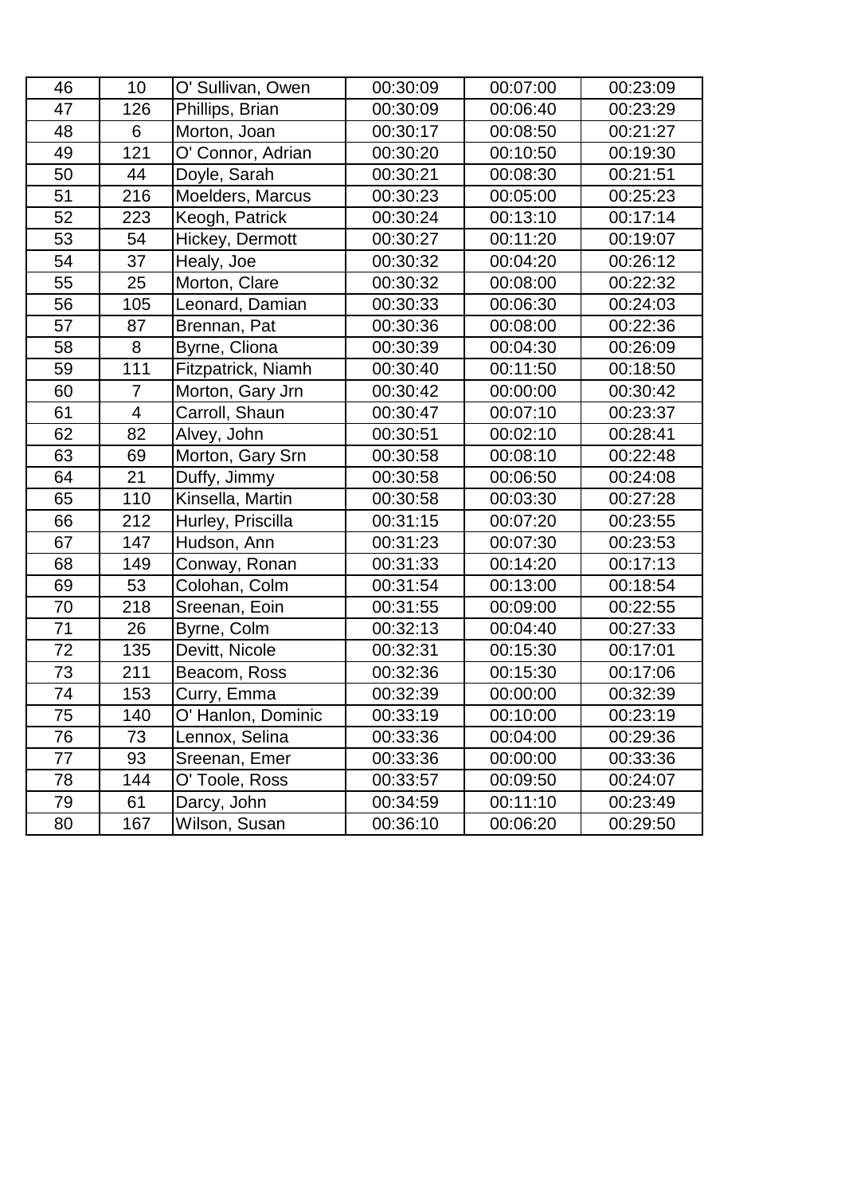| | | | | | |
|---|---|---|---|---|---|
| 46 | 10 | O' Sullivan, Owen | 00:30:09 | 00:07:00 | 00:23:09 |
| 47 | 126 | Phillips, Brian | 00:30:09 | 00:06:40 | 00:23:29 |
| 48 | 6 | Morton, Joan | 00:30:17 | 00:08:50 | 00:21:27 |
| 49 | 121 | O' Connor, Adrian | 00:30:20 | 00:10:50 | 00:19:30 |
| 50 | 44 | Doyle, Sarah | 00:30:21 | 00:08:30 | 00:21:51 |
| 51 | 216 | Moelders, Marcus | 00:30:23 | 00:05:00 | 00:25:23 |
| 52 | 223 | Keogh, Patrick | 00:30:24 | 00:13:10 | 00:17:14 |
| 53 | 54 | Hickey, Dermott | 00:30:27 | 00:11:20 | 00:19:07 |
| 54 | 37 | Healy, Joe | 00:30:32 | 00:04:20 | 00:26:12 |
| 55 | 25 | Morton, Clare | 00:30:32 | 00:08:00 | 00:22:32 |
| 56 | 105 | Leonard, Damian | 00:30:33 | 00:06:30 | 00:24:03 |
| 57 | 87 | Brennan, Pat | 00:30:36 | 00:08:00 | 00:22:36 |
| 58 | 8 | Byrne, Cliona | 00:30:39 | 00:04:30 | 00:26:09 |
| 59 | 111 | Fitzpatrick, Niamh | 00:30:40 | 00:11:50 | 00:18:50 |
| 60 | 7 | Morton, Gary Jrn | 00:30:42 | 00:00:00 | 00:30:42 |
| 61 | 4 | Carroll, Shaun | 00:30:47 | 00:07:10 | 00:23:37 |
| 62 | 82 | Alvey, John | 00:30:51 | 00:02:10 | 00:28:41 |
| 63 | 69 | Morton, Gary Srn | 00:30:58 | 00:08:10 | 00:22:48 |
| 64 | 21 | Duffy, Jimmy | 00:30:58 | 00:06:50 | 00:24:08 |
| 65 | 110 | Kinsella, Martin | 00:30:58 | 00:03:30 | 00:27:28 |
| 66 | 212 | Hurley, Priscilla | 00:31:15 | 00:07:20 | 00:23:55 |
| 67 | 147 | Hudson, Ann | 00:31:23 | 00:07:30 | 00:23:53 |
| 68 | 149 | Conway, Ronan | 00:31:33 | 00:14:20 | 00:17:13 |
| 69 | 53 | Colohan, Colm | 00:31:54 | 00:13:00 | 00:18:54 |
| 70 | 218 | Sreenan, Eoin | 00:31:55 | 00:09:00 | 00:22:55 |
| 71 | 26 | Byrne, Colm | 00:32:13 | 00:04:40 | 00:27:33 |
| 72 | 135 | Devitt, Nicole | 00:32:31 | 00:15:30 | 00:17:01 |
| 73 | 211 | Beacom, Ross | 00:32:36 | 00:15:30 | 00:17:06 |
| 74 | 153 | Curry, Emma | 00:32:39 | 00:00:00 | 00:32:39 |
| 75 | 140 | O' Hanlon, Dominic | 00:33:19 | 00:10:00 | 00:23:19 |
| 76 | 73 | Lennox, Selina | 00:33:36 | 00:04:00 | 00:29:36 |
| 77 | 93 | Sreenan, Emer | 00:33:36 | 00:00:00 | 00:33:36 |
| 78 | 144 | O' Toole, Ross | 00:33:57 | 00:09:50 | 00:24:07 |
| 79 | 61 | Darcy, John | 00:34:59 | 00:11:10 | 00:23:49 |
| 80 | 167 | Wilson, Susan | 00:36:10 | 00:06:20 | 00:29:50 |